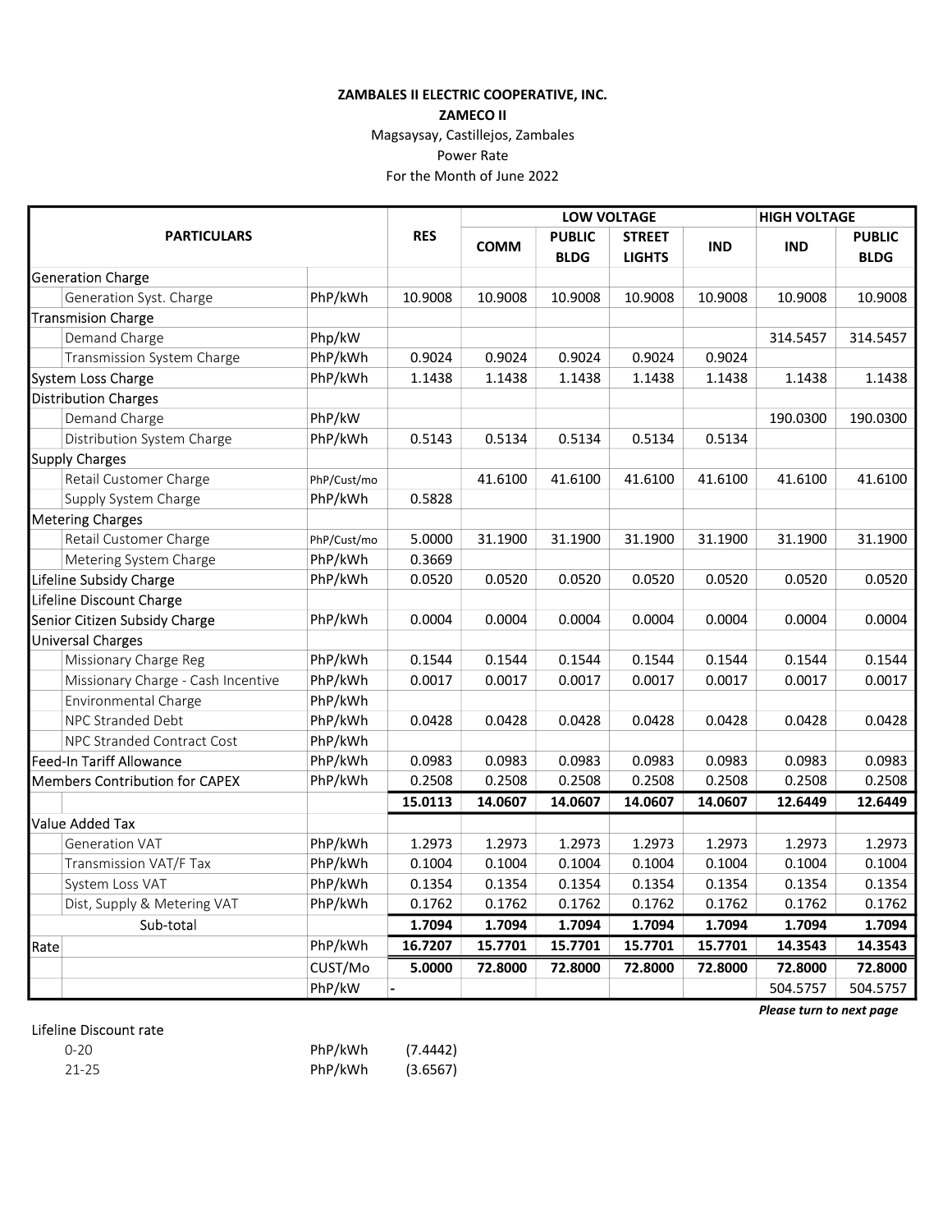**ZAMBALES II ELECTRIC COOPERATIVE, INC.**

**ZAMECO II**

Magsaysay, Castillejos, Zambales

Power Rate

For the Month of June 2022

| PARTICULARS | | | RES | LOW VOLTAGE | | | | HIGH VOLTAGE | |
|---|---|---|---|---|---|---|---|---|---|
| | | | | COMM | PUBLIC BLDG | STREET LIGHTS | IND | IND | PUBLIC BLDG |
| Generation Charge | | | | | | | | | |
| | Generation Syst. Charge | PhP/kWh | 10.9008 | 10.9008 | 10.9008 | 10.9008 | 10.9008 | 10.9008 | 10.9008 |
| Transmision Charge | | | | | | | | | |
| | Demand Charge | Php/kW | | | | | | 314.5457 | 314.5457 |
| | Transmission System Charge | PhP/kWh | 0.9024 | 0.9024 | 0.9024 | 0.9024 | 0.9024 | | |
| System Loss Charge | | PhP/kWh | 1.1438 | 1.1438 | 1.1438 | 1.1438 | 1.1438 | 1.1438 | 1.1438 |
| Distribution Charges | | | | | | | | | |
| | Demand Charge | PhP/kW | | | | | | 190.0300 | 190.0300 |
| | Distribution System Charge | PhP/kWh | 0.5143 | 0.5134 | 0.5134 | 0.5134 | 0.5134 | | |
| Supply Charges | | | | | | | | | |
| | Retail Customer Charge | PhP/Cust/mo | | 41.6100 | 41.6100 | 41.6100 | 41.6100 | 41.6100 | 41.6100 |
| | Supply System Charge | PhP/kWh | 0.5828 | | | | | | |
| Metering Charges | | | | | | | | | |
| | Retail Customer Charge | PhP/Cust/mo | 5.0000 | 31.1900 | 31.1900 | 31.1900 | 31.1900 | 31.1900 | 31.1900 |
| | Metering System Charge | PhP/kWh | 0.3669 | | | | | | |
| Lifeline Subsidy Charge | | PhP/kWh | 0.0520 | 0.0520 | 0.0520 | 0.0520 | 0.0520 | 0.0520 | 0.0520 |
| Lifeline Discount Charge | | | | | | | | | |
| Senior Citizen Subsidy Charge | | PhP/kWh | 0.0004 | 0.0004 | 0.0004 | 0.0004 | 0.0004 | 0.0004 | 0.0004 |
| Universal Charges | | | | | | | | | |
| | Missionary Charge Reg | PhP/kWh | 0.1544 | 0.1544 | 0.1544 | 0.1544 | 0.1544 | 0.1544 | 0.1544 |
| | Missionary Charge - Cash Incentive | PhP/kWh | 0.0017 | 0.0017 | 0.0017 | 0.0017 | 0.0017 | 0.0017 | 0.0017 |
| | Environmental Charge | PhP/kWh | | | | | | | |
| | NPC Stranded Debt | PhP/kWh | 0.0428 | 0.0428 | 0.0428 | 0.0428 | 0.0428 | 0.0428 | 0.0428 |
| | NPC Stranded Contract Cost | PhP/kWh | | | | | | | |
| Feed-In Tariff Allowance | | PhP/kWh | 0.0983 | 0.0983 | 0.0983 | 0.0983 | 0.0983 | 0.0983 | 0.0983 |
| Members Contribution for CAPEX | | PhP/kWh | 0.2508 | 0.2508 | 0.2508 | 0.2508 | 0.2508 | 0.2508 | 0.2508 |
| | | | **15.0113** | **14.0607** | **14.0607** | **14.0607** | **14.0607** | **12.6449** | **12.6449** |
| Value Added Tax | | | | | | | | | |
| | Generation VAT | PhP/kWh | 1.2973 | 1.2973 | 1.2973 | 1.2973 | 1.2973 | 1.2973 | 1.2973 |
| | Transmission VAT/F Tax | PhP/kWh | 0.1004 | 0.1004 | 0.1004 | 0.1004 | 0.1004 | 0.1004 | 0.1004 |
| | System Loss VAT | PhP/kWh | 0.1354 | 0.1354 | 0.1354 | 0.1354 | 0.1354 | 0.1354 | 0.1354 |
| | Dist, Supply & Metering VAT | PhP/kWh | 0.1762 | 0.1762 | 0.1762 | 0.1762 | 0.1762 | 0.1762 | 0.1762 |
| | Sub-total | | **1.7094** | **1.7094** | **1.7094** | **1.7094** | **1.7094** | **1.7094** | **1.7094** |
| Rate | | PhP/kWh | **16.7207** | **15.7701** | **15.7701** | **15.7701** | **15.7701** | **14.3543** | **14.3543** |
| | | CUST/Mo | **5.0000** | **72.8000** | **72.8000** | **72.8000** | **72.8000** | **72.8000** | **72.8000** |
| | | PhP/kW | - | | | | | 504.5757 | 504.5757 |

***Please turn to next page***

Lifeline Discount rate

| | | |
|---|---|---|
| 0-20 | PhP/kWh | (7.4442) |
| 21-25 | PhP/kWh | (3.6567) |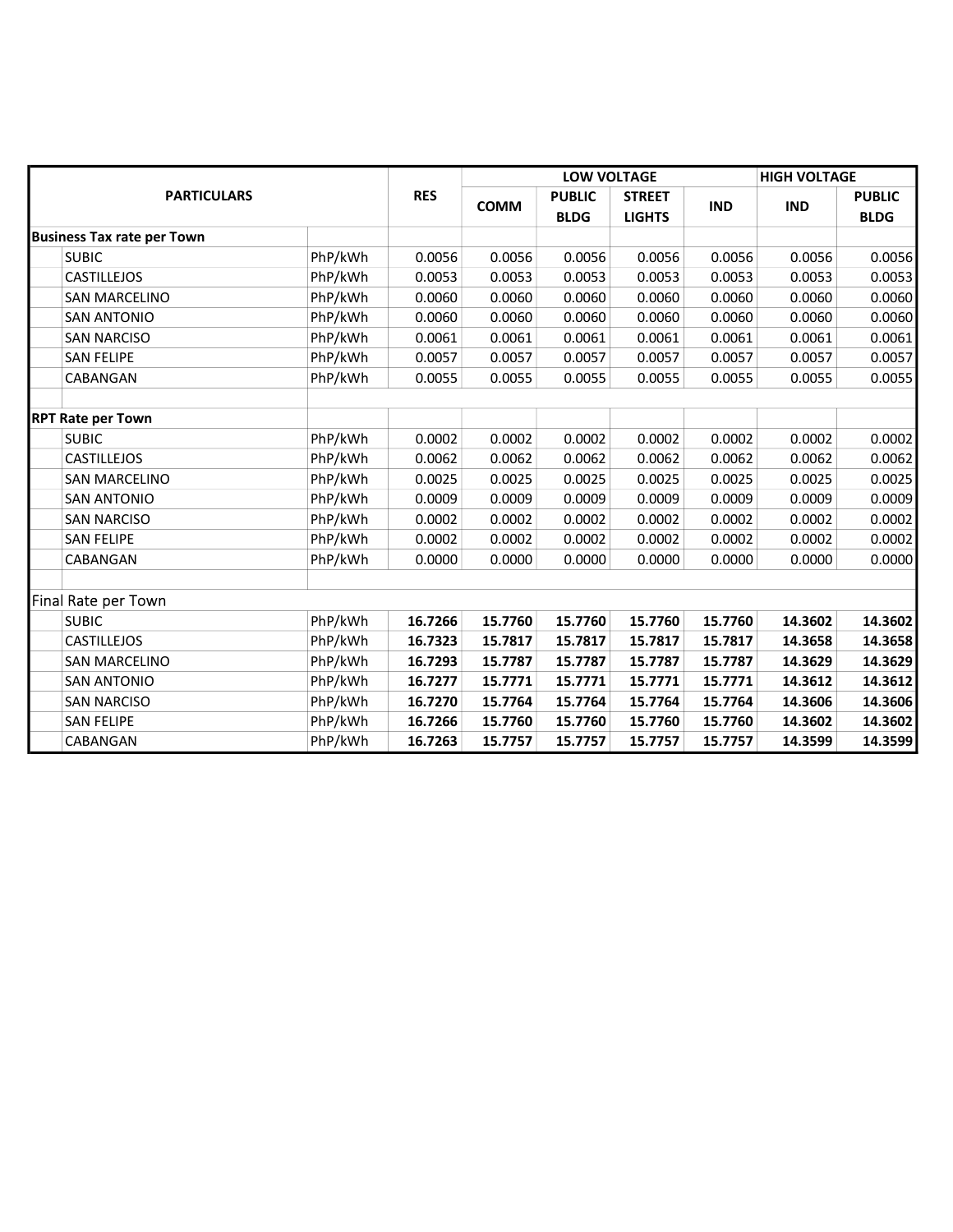| PARTICULARS | | | RES | LOW VOLTAGE | | | | HIGH VOLTAGE | |
|---|---|---|---|---|---|---|---|---|---|
| | | | | COMM | PUBLIC BLDG | STREET LIGHTS | IND | IND | PUBLIC BLDG |
| **Business Tax rate per Town** | | | | | | | | | |
| | SUBIC | PhP/kWh | 0.0056 | 0.0056 | 0.0056 | 0.0056 | 0.0056 | 0.0056 | 0.0056 |
| | CASTILLEJOS | PhP/kWh | 0.0053 | 0.0053 | 0.0053 | 0.0053 | 0.0053 | 0.0053 | 0.0053 |
| | SAN MARCELINO | PhP/kWh | 0.0060 | 0.0060 | 0.0060 | 0.0060 | 0.0060 | 0.0060 | 0.0060 |
| | SAN ANTONIO | PhP/kWh | 0.0060 | 0.0060 | 0.0060 | 0.0060 | 0.0060 | 0.0060 | 0.0060 |
| | SAN NARCISO | PhP/kWh | 0.0061 | 0.0061 | 0.0061 | 0.0061 | 0.0061 | 0.0061 | 0.0061 |
| | SAN FELIPE | PhP/kWh | 0.0057 | 0.0057 | 0.0057 | 0.0057 | 0.0057 | 0.0057 | 0.0057 |
| | CABANGAN | PhP/kWh | 0.0055 | 0.0055 | 0.0055 | 0.0055 | 0.0055 | 0.0055 | 0.0055 |
| | | | | | | | | | |
| **RPT Rate per Town** | | | | | | | | | |
| | SUBIC | PhP/kWh | 0.0002 | 0.0002 | 0.0002 | 0.0002 | 0.0002 | 0.0002 | 0.0002 |
| | CASTILLEJOS | PhP/kWh | 0.0062 | 0.0062 | 0.0062 | 0.0062 | 0.0062 | 0.0062 | 0.0062 |
| | SAN MARCELINO | PhP/kWh | 0.0025 | 0.0025 | 0.0025 | 0.0025 | 0.0025 | 0.0025 | 0.0025 |
| | SAN ANTONIO | PhP/kWh | 0.0009 | 0.0009 | 0.0009 | 0.0009 | 0.0009 | 0.0009 | 0.0009 |
| | SAN NARCISO | PhP/kWh | 0.0002 | 0.0002 | 0.0002 | 0.0002 | 0.0002 | 0.0002 | 0.0002 |
| | SAN FELIPE | PhP/kWh | 0.0002 | 0.0002 | 0.0002 | 0.0002 | 0.0002 | 0.0002 | 0.0002 |
| | CABANGAN | PhP/kWh | 0.0000 | 0.0000 | 0.0000 | 0.0000 | 0.0000 | 0.0000 | 0.0000 |
| | | | | | | | | | |
| Final Rate per Town | | | | | | | | | |
| | SUBIC | PhP/kWh | **16.7266** | **15.7760** | **15.7760** | **15.7760** | **15.7760** | **14.3602** | **14.3602** |
| | CASTILLEJOS | PhP/kWh | **16.7323** | **15.7817** | **15.7817** | **15.7817** | **15.7817** | **14.3658** | **14.3658** |
| | SAN MARCELINO | PhP/kWh | **16.7293** | **15.7787** | **15.7787** | **15.7787** | **15.7787** | **14.3629** | **14.3629** |
| | SAN ANTONIO | PhP/kWh | **16.7277** | **15.7771** | **15.7771** | **15.7771** | **15.7771** | **14.3612** | **14.3612** |
| | SAN NARCISO | PhP/kWh | **16.7270** | **15.7764** | **15.7764** | **15.7764** | **15.7764** | **14.3606** | **14.3606** |
| | SAN FELIPE | PhP/kWh | **16.7266** | **15.7760** | **15.7760** | **15.7760** | **15.7760** | **14.3602** | **14.3602** |
| | CABANGAN | PhP/kWh | **16.7263** | **15.7757** | **15.7757** | **15.7757** | **15.7757** | **14.3599** | **14.3599** |